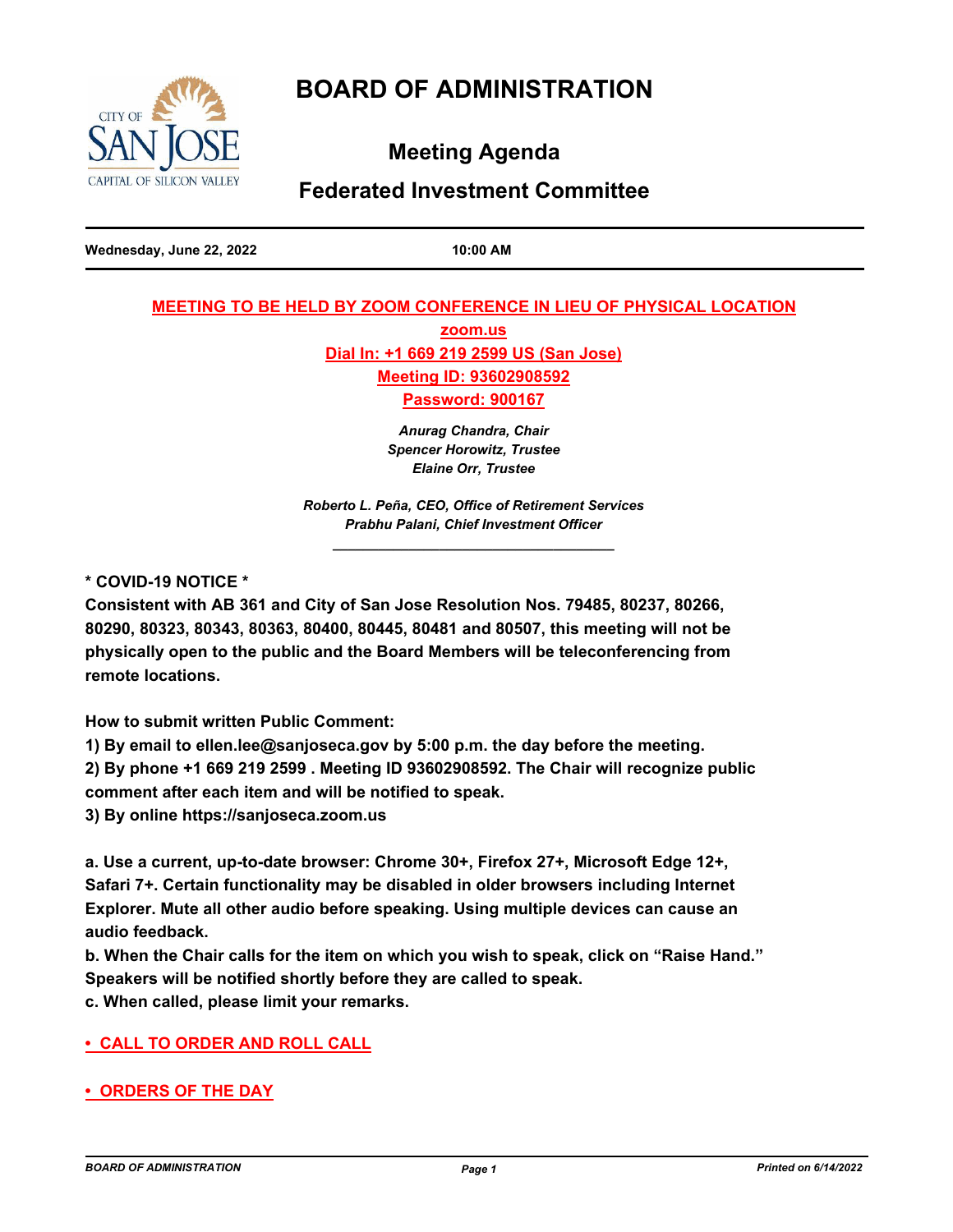# BOARD OF ADMINISTRATION

## Meeting Agenda

## Federated Investment Committee

**Wednesday, June 22, 2022** **10:00 AM**

**MEETING TO BE HELD BY ZOOM CONFERENCE IN LIEU OF PHYSICAL LOCATION**

**zoom.us**

**Dial In: +1 669 219 2599 US (San Jose)**

**Meeting ID: 93602908592**

**Password: 900167**

*Anurag Chandra, Chair*
*Spencer Horowitz, Trustee*
*Elaine Orr, Trustee*

*Roberto L. Peña, CEO, Office of Retirement Services*
*Prabhu Palani, Chief Investment Officer*

---

**\* COVID-19 NOTICE \***

**Consistent with AB 361 and City of San Jose Resolution Nos. 79485, 80237, 80266, 80290, 80323, 80343, 80363, 80400, 80445, 80481 and 80507, this meeting will not be physically open to the public and the Board Members will be teleconferencing from remote locations.**

**How to submit written Public Comment:**

**1) By email to ellen.lee@sanjoseca.gov by 5:00 p.m. the day before the meeting.**

**2) By phone +1 669 219 2599 . Meeting ID 93602908592. The Chair will recognize public comment after each item and will be notified to speak.**

**3) By online https://sanjoseca.zoom.us**

**a. Use a current, up-to-date browser: Chrome 30+, Firefox 27+, Microsoft Edge 12+, Safari 7+. Certain functionality may be disabled in older browsers including Internet Explorer. Mute all other audio before speaking. Using multiple devices can cause an audio feedback.**

**b. When the Chair calls for the item on which you wish to speak, click on "Raise Hand." Speakers will be notified shortly before they are called to speak.**

**c. When called, please limit your remarks.**

## • CALL TO ORDER AND ROLL CALL

## • ORDERS OF THE DAY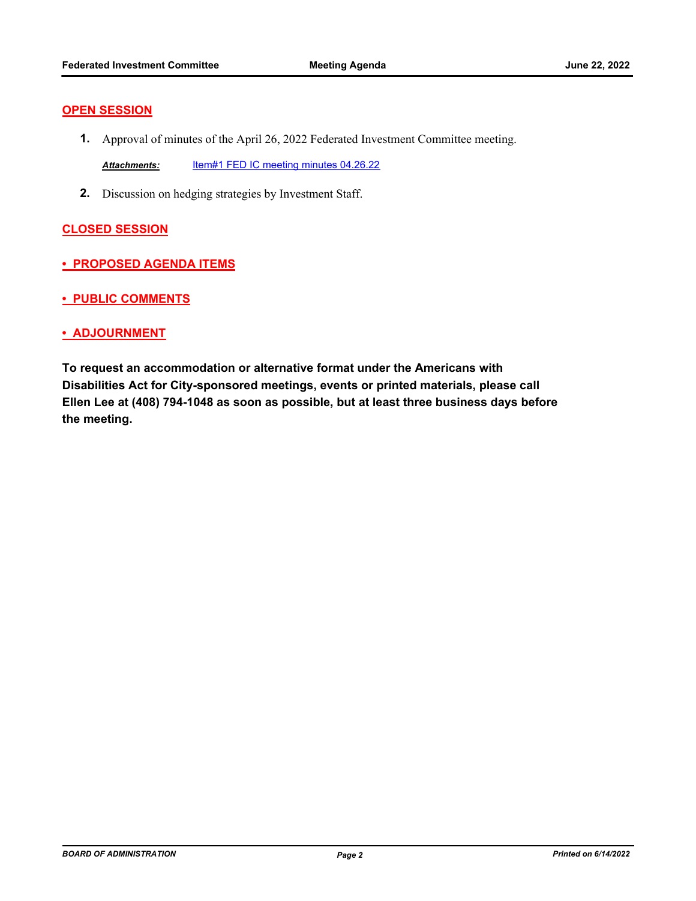## OPEN SESSION

1. Approval of minutes of the April 26, 2022 Federated Investment Committee meeting.

   ***Attachments:*** Item#1 FED IC meeting minutes 04.26.22

2. Discussion on hedging strategies by Investment Staff.

## CLOSED SESSION

## • PROPOSED AGENDA ITEMS

## • PUBLIC COMMENTS

## • ADJOURNMENT

**To request an accommodation or alternative format under the Americans with Disabilities Act for City-sponsored meetings, events or printed materials, please call Ellen Lee at (408) 794-1048 as soon as possible, but at least three business days before the meeting.**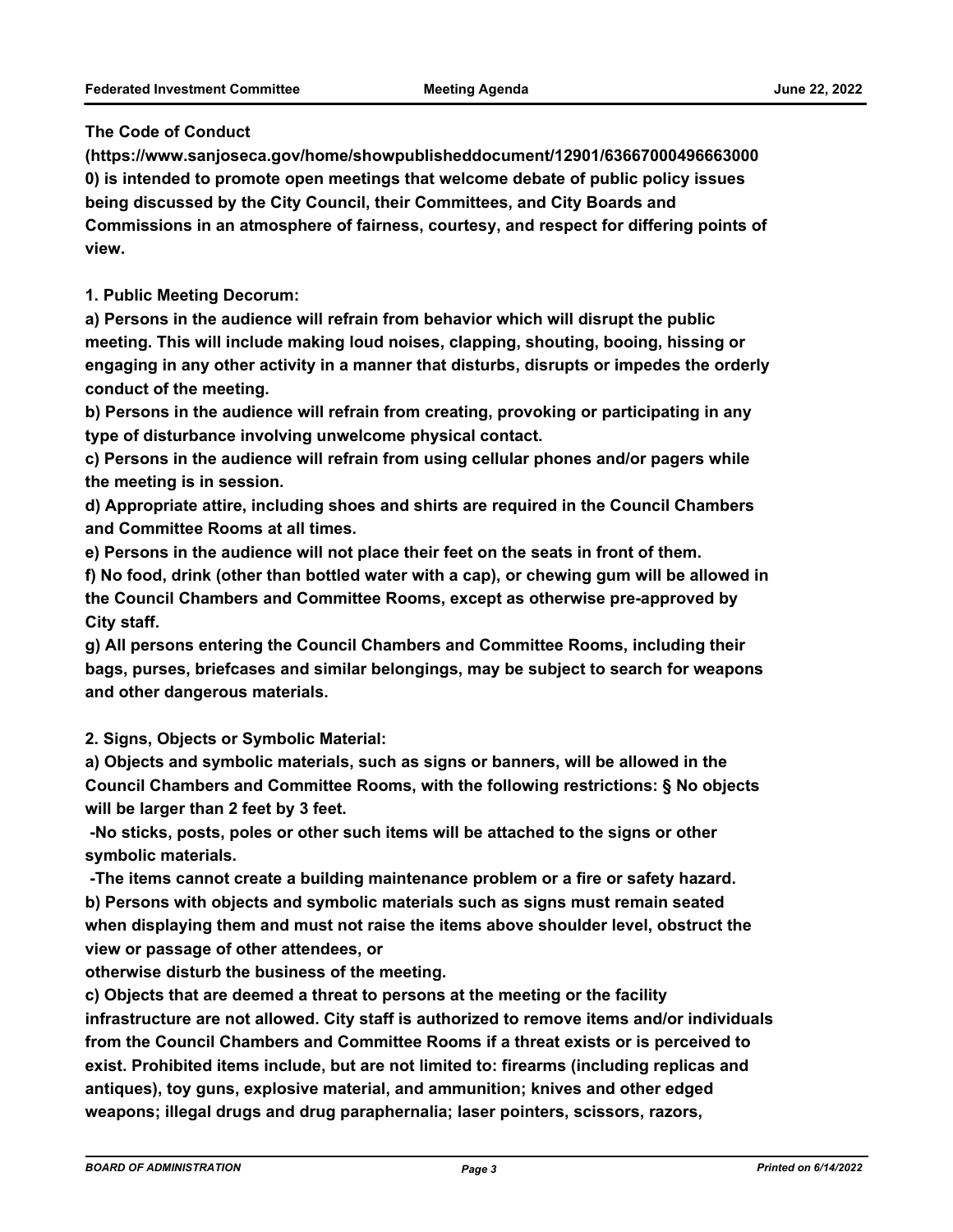**The Code of Conduct (https://www.sanjoseca.gov/home/showpublisheddocument/12901/636670004966630000) is intended to promote open meetings that welcome debate of public policy issues being discussed by the City Council, their Committees, and City Boards and Commissions in an atmosphere of fairness, courtesy, and respect for differing points of view.**

**1. Public Meeting Decorum:**

**a) Persons in the audience will refrain from behavior which will disrupt the public meeting. This will include making loud noises, clapping, shouting, booing, hissing or engaging in any other activity in a manner that disturbs, disrupts or impedes the orderly conduct of the meeting.**

**b) Persons in the audience will refrain from creating, provoking or participating in any type of disturbance involving unwelcome physical contact.**

**c) Persons in the audience will refrain from using cellular phones and/or pagers while the meeting is in session.**

**d) Appropriate attire, including shoes and shirts are required in the Council Chambers and Committee Rooms at all times.**

**e) Persons in the audience will not place their feet on the seats in front of them.**

**f) No food, drink (other than bottled water with a cap), or chewing gum will be allowed in the Council Chambers and Committee Rooms, except as otherwise pre-approved by City staff.**

**g) All persons entering the Council Chambers and Committee Rooms, including their bags, purses, briefcases and similar belongings, may be subject to search for weapons and other dangerous materials.**

**2. Signs, Objects or Symbolic Material:**

**a) Objects and symbolic materials, such as signs or banners, will be allowed in the Council Chambers and Committee Rooms, with the following restrictions: § No objects will be larger than 2 feet by 3 feet.**

**-No sticks, posts, poles or other such items will be attached to the signs or other symbolic materials.**

**-The items cannot create a building maintenance problem or a fire or safety hazard.**

**b) Persons with objects and symbolic materials such as signs must remain seated when displaying them and must not raise the items above shoulder level, obstruct the view or passage of other attendees, or otherwise disturb the business of the meeting.**

**c) Objects that are deemed a threat to persons at the meeting or the facility infrastructure are not allowed. City staff is authorized to remove items and/or individuals from the Council Chambers and Committee Rooms if a threat exists or is perceived to exist. Prohibited items include, but are not limited to: firearms (including replicas and antiques), toy guns, explosive material, and ammunition; knives and other edged weapons; illegal drugs and drug paraphernalia; laser pointers, scissors, razors,**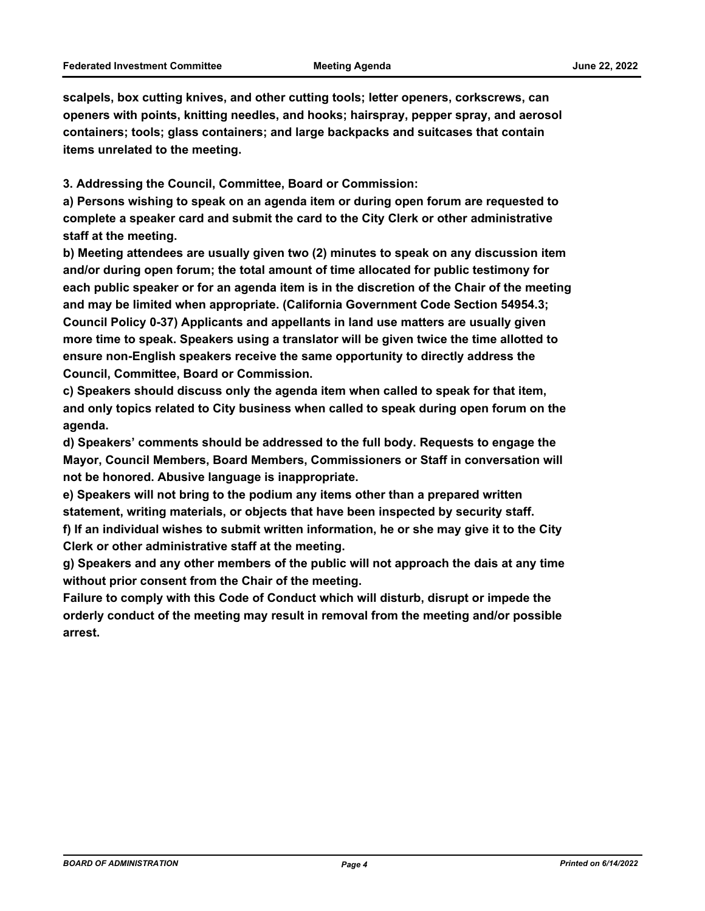**scalpels, box cutting knives, and other cutting tools; letter openers, corkscrews, can openers with points, knitting needles, and hooks; hairspray, pepper spray, and aerosol containers; tools; glass containers; and large backpacks and suitcases that contain items unrelated to the meeting.**

**3. Addressing the Council, Committee, Board or Commission:**

**a) Persons wishing to speak on an agenda item or during open forum are requested to complete a speaker card and submit the card to the City Clerk or other administrative staff at the meeting.**

**b) Meeting attendees are usually given two (2) minutes to speak on any discussion item and/or during open forum; the total amount of time allocated for public testimony for each public speaker or for an agenda item is in the discretion of the Chair of the meeting and may be limited when appropriate. (California Government Code Section 54954.3; Council Policy 0-37) Applicants and appellants in land use matters are usually given more time to speak. Speakers using a translator will be given twice the time allotted to ensure non-English speakers receive the same opportunity to directly address the Council, Committee, Board or Commission.**

**c) Speakers should discuss only the agenda item when called to speak for that item, and only topics related to City business when called to speak during open forum on the agenda.**

**d) Speakers' comments should be addressed to the full body. Requests to engage the Mayor, Council Members, Board Members, Commissioners or Staff in conversation will not be honored. Abusive language is inappropriate.**

**e) Speakers will not bring to the podium any items other than a prepared written statement, writing materials, or objects that have been inspected by security staff.**

**f) If an individual wishes to submit written information, he or she may give it to the City Clerk or other administrative staff at the meeting.**

**g) Speakers and any other members of the public will not approach the dais at any time without prior consent from the Chair of the meeting.**

**Failure to comply with this Code of Conduct which will disturb, disrupt or impede the orderly conduct of the meeting may result in removal from the meeting and/or possible arrest.**